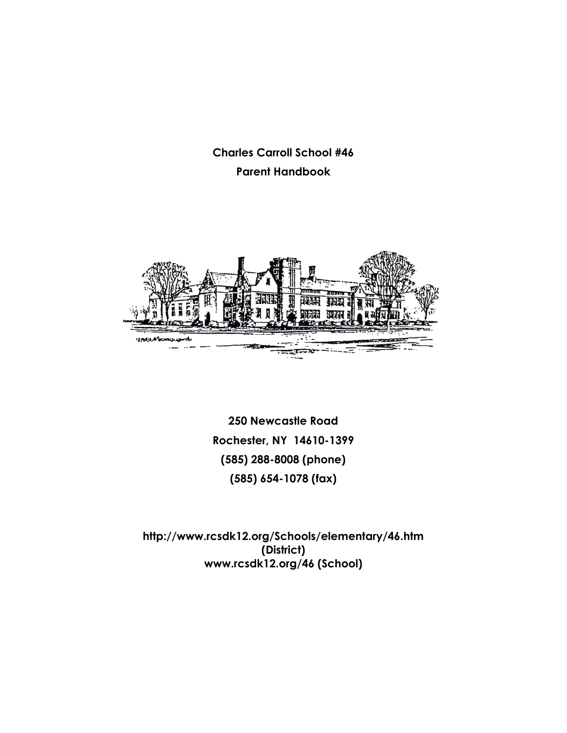**Charles Carroll School #46**

**Parent Handbook**

**250 Newcastle Road**

**Rochester, NY 14610-1399**

**(585) 288-8008 (phone)**

**(585) 654-1078 (fax)**

**http://www.rcsdk12.org/Schools/elementary/46.htm (District)**

**www.rcsdk12.org/46 (School)**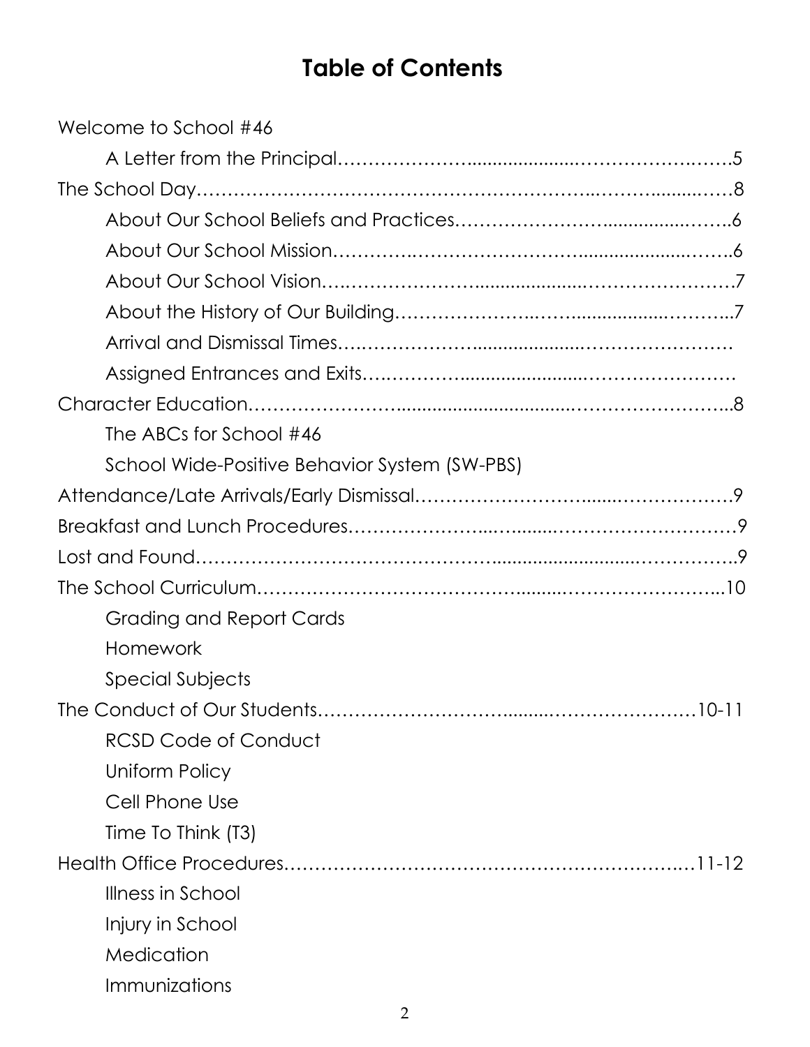# Table of Contents

Welcome to School #46

- A Letter from the Principal…………………………………………………….5

The School Day………………………………………………………………………8

- About Our School Beliefs and Practices……………………………………6
- About Our School Mission……………………………………………………6
- About Our School Vision………………………………………………………7
- About the History of Our Building…………………………………………7
- Arrival and Dismissal Times……………………………………………………
- Assigned Entrances and Exits…………………………………………………

Character Education…………………………………………………………………8

- The ABCs for School #46
- School Wide-Positive Behavior System (SW-PBS)

Attendance/Late Arrivals/Early Dismissal……………………………………9

Breakfast and Lunch Procedures………………………………………………9

Lost and Found…………………………………………………………………………9

The School Curriculum……………………………………………………………10

- Grading and Report Cards
- Homework
- Special Subjects

The Conduct of Our Students…………………………………………………10-11

- RCSD Code of Conduct
- Uniform Policy
- Cell Phone Use
- Time To Think (T3)

Health Office Procedures…………………………………………………………11-12

- Illness in School
- Injury in School
- Medication
- Immunizations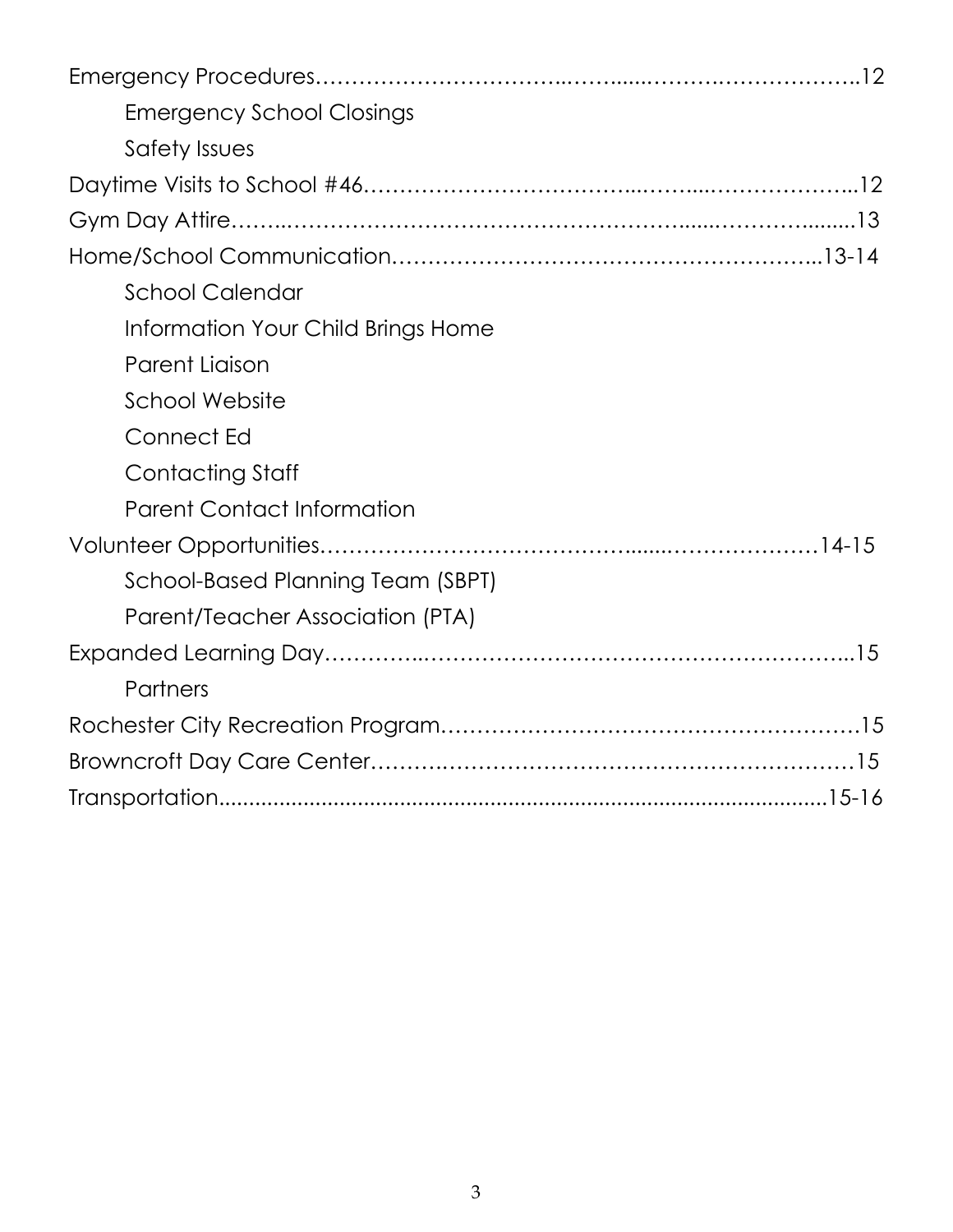Emergency Procedures……………………………..……......……….………………..12

- Emergency School Closings
- Safety Issues

Daytime Visits to School #46……………………………..……....………………..12

Gym Day Attire……..……………………………………………......…………........13

Home/School Communication……………………………………………..13-14

- School Calendar
- Information Your Child Brings Home
- Parent Liaison
- School Website
- Connect Ed
- Contacting Staff
- Parent Contact Information

Volunteer Opportunities…………………………………......…………………14-15

- School-Based Planning Team (SBPT)
- Parent/Teacher Association (PTA)

Expanded Learning Day…………..……………………………………………...15

- Partners

Rochester City Recreation Program……………………………………………15

Browncroft Day Care Center……….…………………………………………15

Transportation..................................................................................................15-16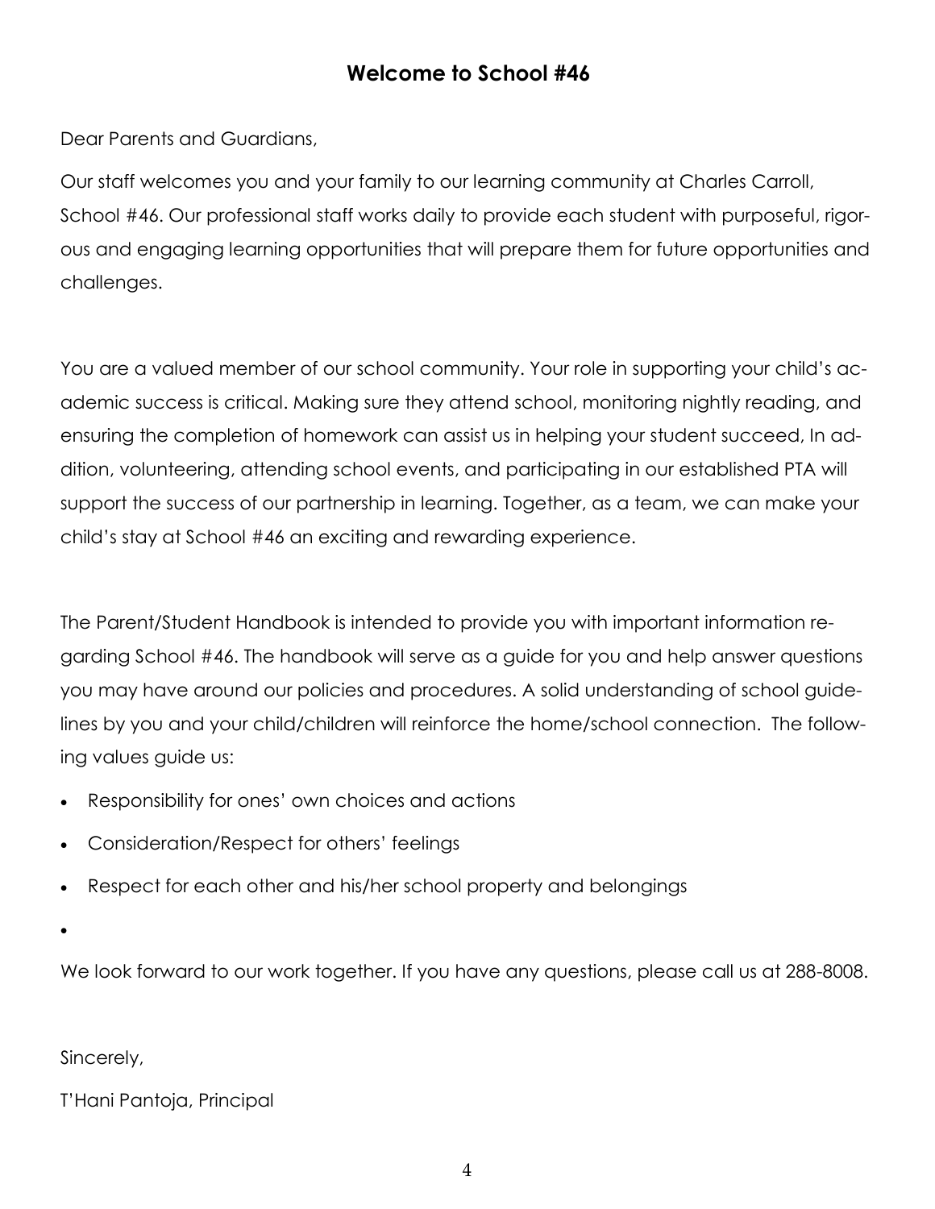## Welcome to School #46

Dear Parents and Guardians,

Our staff welcomes you and your family to our learning community at Charles Carroll, School #46. Our professional staff works daily to provide each student with purposeful, rigorous and engaging learning opportunities that will prepare them for future opportunities and challenges.

You are a valued member of our school community. Your role in supporting your child's academic success is critical. Making sure they attend school, monitoring nightly reading, and ensuring the completion of homework can assist us in helping your student succeed, In addition, volunteering, attending school events, and participating in our established PTA will support the success of our partnership in learning. Together, as a team, we can make your child's stay at School #46 an exciting and rewarding experience.

The Parent/Student Handbook is intended to provide you with important information regarding School #46. The handbook will serve as a guide for you and help answer questions you may have around our policies and procedures. A solid understanding of school guidelines by you and your child/children will reinforce the home/school connection. The following values guide us:

- Responsibility for ones' own choices and actions
- Consideration/Respect for others' feelings
- Respect for each other and his/her school property and belongings

We look forward to our work together. If you have any questions, please call us at 288-8008.

Sincerely,

T'Hani Pantoja, Principal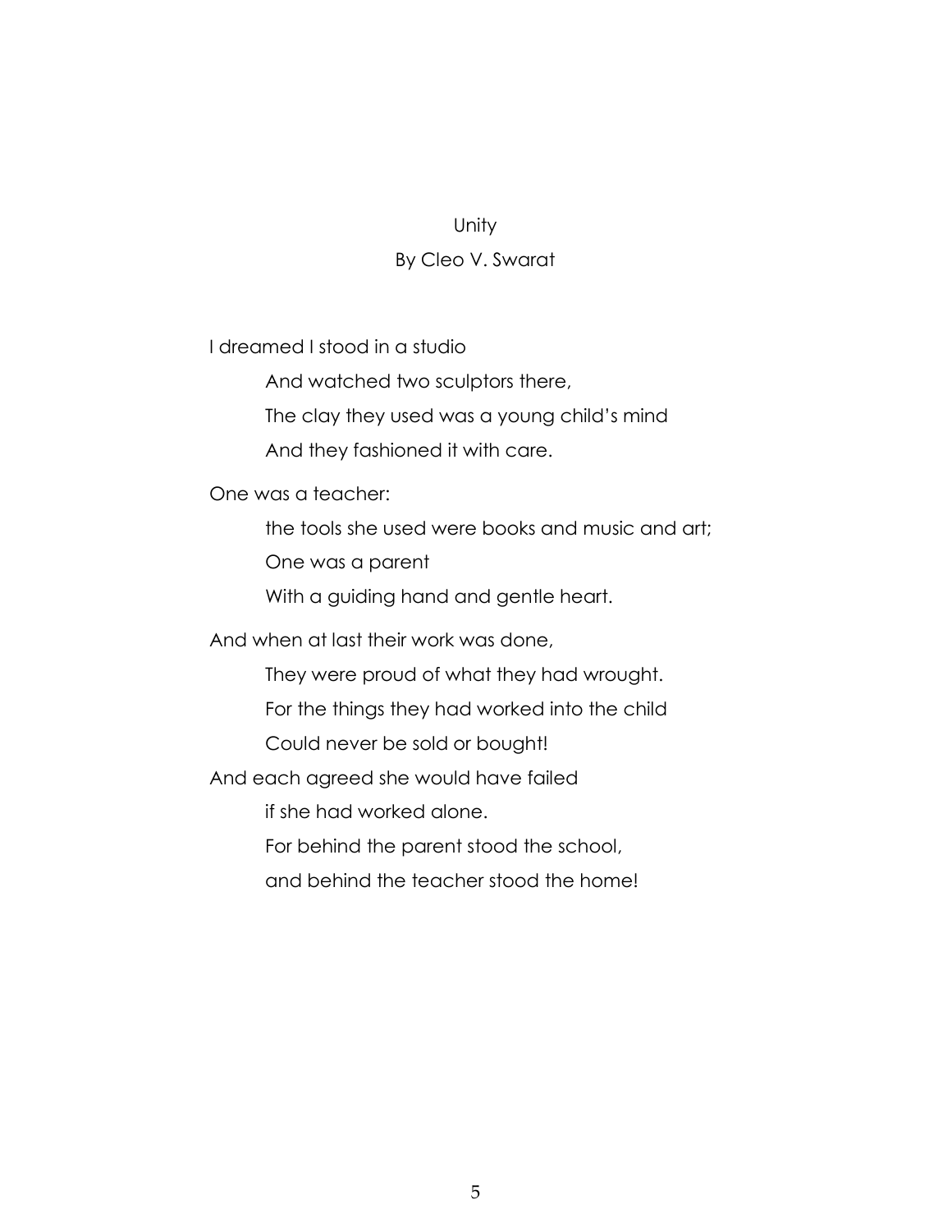# Unity

By Cleo V. Swarat

I dreamed I stood in a studio  
And watched two sculptors there,  
The clay they used was a young child's mind  
And they fashioned it with care.

One was a teacher:  
the tools she used were books and music and art;  
One was a parent  
With a guiding hand and gentle heart.

And when at last their work was done,  
They were proud of what they had wrought.  
For the things they had worked into the child  
Could never be sold or bought!

And each agreed she would have failed  
if she had worked alone.  
For behind the parent stood the school,  
and behind the teacher stood the home!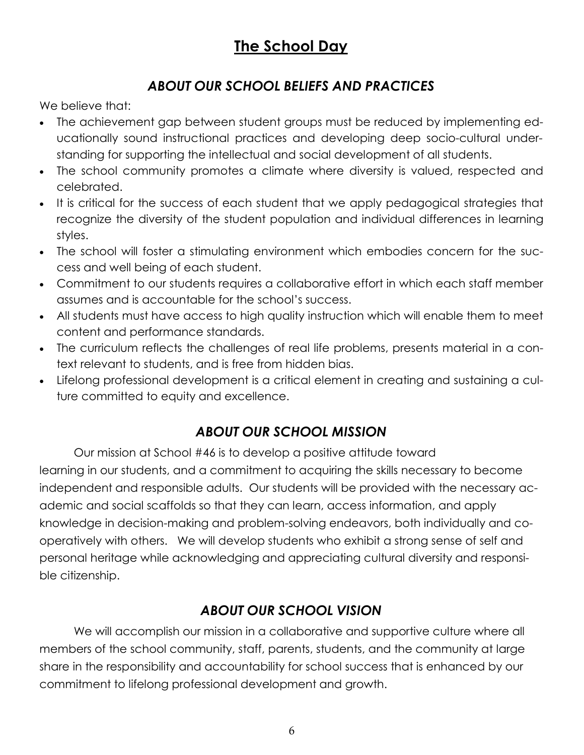# The School Day

## *ABOUT OUR SCHOOL BELIEFS AND PRACTICES*

We believe that:

- The achievement gap between student groups must be reduced by implementing educationally sound instructional practices and developing deep socio-cultural understanding for supporting the intellectual and social development of all students.
- The school community promotes a climate where diversity is valued, respected and celebrated.
- It is critical for the success of each student that we apply pedagogical strategies that recognize the diversity of the student population and individual differences in learning styles.
- The school will foster a stimulating environment which embodies concern for the success and well being of each student.
- Commitment to our students requires a collaborative effort in which each staff member assumes and is accountable for the school's success.
- All students must have access to high quality instruction which will enable them to meet content and performance standards.
- The curriculum reflects the challenges of real life problems, presents material in a context relevant to students, and is free from hidden bias.
- Lifelong professional development is a critical element in creating and sustaining a culture committed to equity and excellence.

## *ABOUT OUR SCHOOL MISSION*

Our mission at School #46 is to develop a positive attitude toward learning in our students, and a commitment to acquiring the skills necessary to become independent and responsible adults. Our students will be provided with the necessary academic and social scaffolds so that they can learn, access information, and apply knowledge in decision-making and problem-solving endeavors, both individually and cooperatively with others. We will develop students who exhibit a strong sense of self and personal heritage while acknowledging and appreciating cultural diversity and responsible citizenship.

## *ABOUT OUR SCHOOL VISION*

We will accomplish our mission in a collaborative and supportive culture where all members of the school community, staff, parents, students, and the community at large share in the responsibility and accountability for school success that is enhanced by our commitment to lifelong professional development and growth.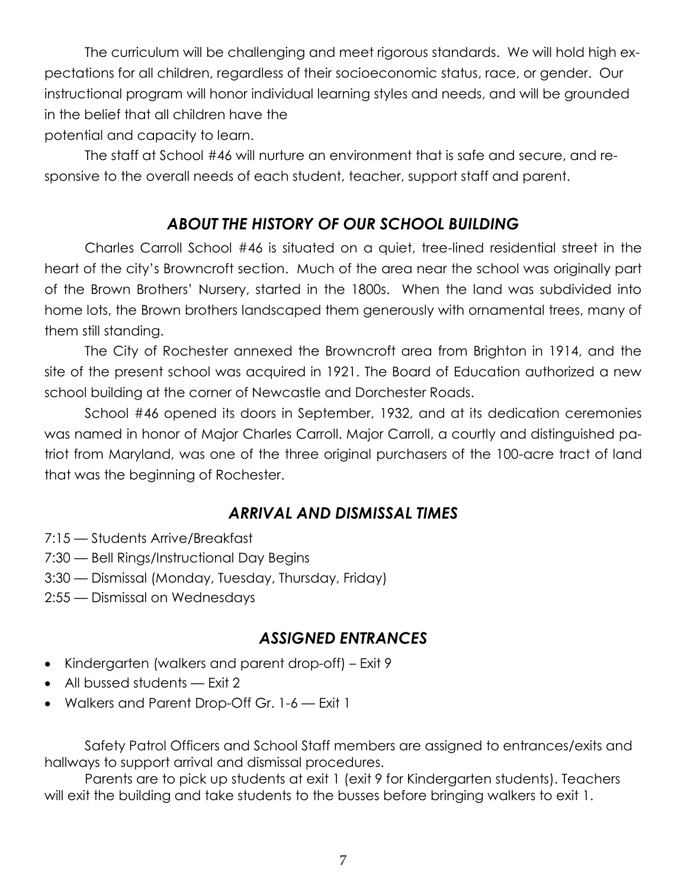The curriculum will be challenging and meet rigorous standards. We will hold high expectations for all children, regardless of their socioeconomic status, race, or gender. Our instructional program will honor individual learning styles and needs, and will be grounded in the belief that all children have the potential and capacity to learn.

The staff at School #46 will nurture an environment that is safe and secure, and responsive to the overall needs of each student, teacher, support staff and parent.

## *ABOUT THE HISTORY OF OUR SCHOOL BUILDING*

Charles Carroll School #46 is situated on a quiet, tree-lined residential street in the heart of the city's Browncroft section. Much of the area near the school was originally part of the Brown Brothers' Nursery, started in the 1800s. When the land was subdivided into home lots, the Brown brothers landscaped them generously with ornamental trees, many of them still standing.

The City of Rochester annexed the Browncroft area from Brighton in 1914, and the site of the present school was acquired in 1921. The Board of Education authorized a new school building at the corner of Newcastle and Dorchester Roads.

School #46 opened its doors in September, 1932, and at its dedication ceremonies was named in honor of Major Charles Carroll. Major Carroll, a courtly and distinguished patriot from Maryland, was one of the three original purchasers of the 100-acre tract of land that was the beginning of Rochester.

## *ARRIVAL AND DISMISSAL TIMES*

7:15 — Students Arrive/Breakfast
7:30 — Bell Rings/Instructional Day Begins
3:30 — Dismissal (Monday, Tuesday, Thursday, Friday)
2:55 — Dismissal on Wednesdays

## *ASSIGNED ENTRANCES*

- Kindergarten (walkers and parent drop-off) – Exit 9
- All bussed students — Exit 2
- Walkers and Parent Drop-Off Gr. 1-6 — Exit 1

Safety Patrol Officers and School Staff members are assigned to entrances/exits and hallways to support arrival and dismissal procedures.

Parents are to pick up students at exit 1 (exit 9 for Kindergarten students). Teachers will exit the building and take students to the busses before bringing walkers to exit 1.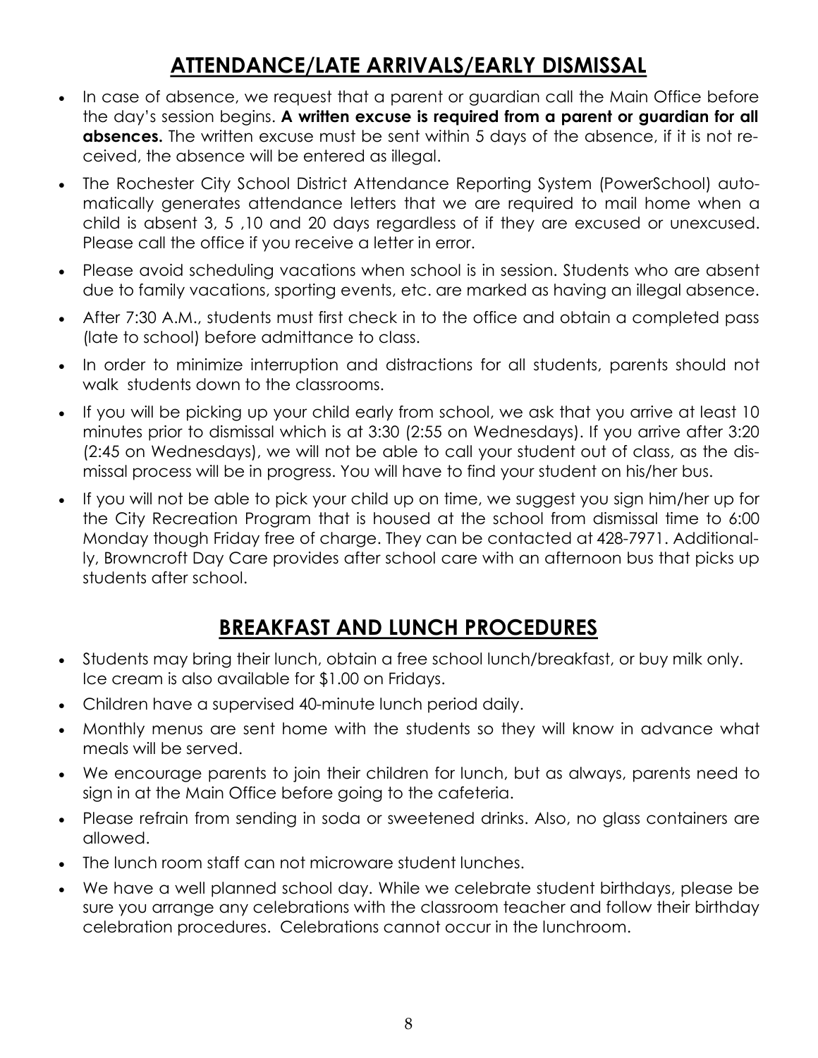## ATTENDANCE/LATE ARRIVALS/EARLY DISMISSAL

- In case of absence, we request that a parent or guardian call the Main Office before the day's session begins. **A written excuse is required from a parent or guardian for all absences.** The written excuse must be sent within 5 days of the absence, if it is not received, the absence will be entered as illegal.
- The Rochester City School District Attendance Reporting System (PowerSchool) automatically generates attendance letters that we are required to mail home when a child is absent 3, 5 ,10 and 20 days regardless of if they are excused or unexcused. Please call the office if you receive a letter in error.
- Please avoid scheduling vacations when school is in session. Students who are absent due to family vacations, sporting events, etc. are marked as having an illegal absence.
- After 7:30 A.M., students must first check in to the office and obtain a completed pass (late to school) before admittance to class.
- In order to minimize interruption and distractions for all students, parents should not walk students down to the classrooms.
- If you will be picking up your child early from school, we ask that you arrive at least 10 minutes prior to dismissal which is at 3:30 (2:55 on Wednesdays). If you arrive after 3:20 (2:45 on Wednesdays), we will not be able to call your student out of class, as the dismissal process will be in progress. You will have to find your student on his/her bus.
- If you will not be able to pick your child up on time, we suggest you sign him/her up for the City Recreation Program that is housed at the school from dismissal time to 6:00 Monday though Friday free of charge. They can be contacted at 428-7971. Additionally, Browncroft Day Care provides after school care with an afternoon bus that picks up students after school.

## BREAKFAST AND LUNCH PROCEDURES

- Students may bring their lunch, obtain a free school lunch/breakfast, or buy milk only. Ice cream is also available for $1.00 on Fridays.
- Children have a supervised 40-minute lunch period daily.
- Monthly menus are sent home with the students so they will know in advance what meals will be served.
- We encourage parents to join their children for lunch, but as always, parents need to sign in at the Main Office before going to the cafeteria.
- Please refrain from sending in soda or sweetened drinks. Also, no glass containers are allowed.
- The lunch room staff can not microware student lunches.
- We have a well planned school day. While we celebrate student birthdays, please be sure you arrange any celebrations with the classroom teacher and follow their birthday celebration procedures. Celebrations cannot occur in the lunchroom.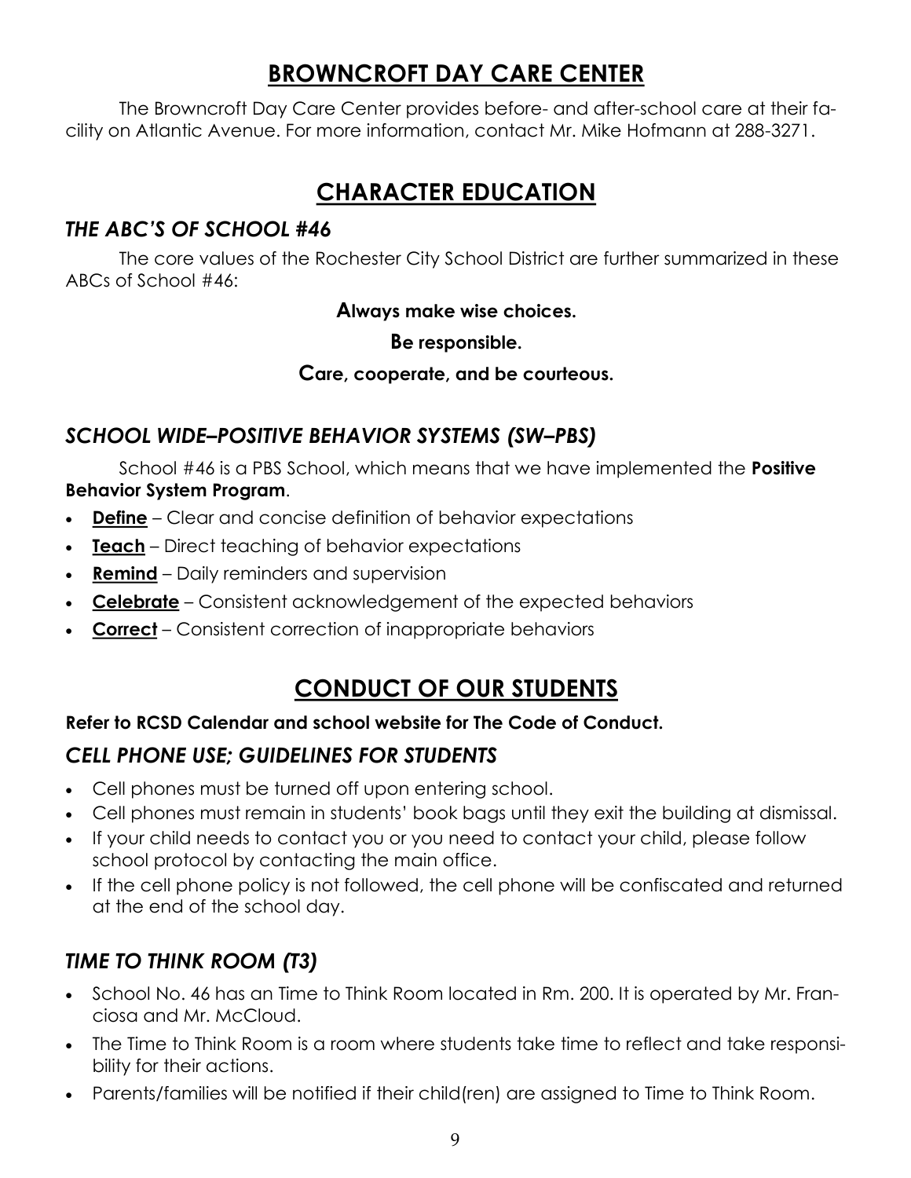# BROWNCROFT DAY CARE CENTER

The Browncroft Day Care Center provides before- and after-school care at their facility on Atlantic Avenue. For more information, contact Mr. Mike Hofmann at 288-3271.

# CHARACTER EDUCATION

### *THE ABC'S OF SCHOOL #46*

The core values of the Rochester City School District are further summarized in these ABCs of School #46:

**Always make wise choices.**

**Be responsible.**

**Care, cooperate, and be courteous.**

### *SCHOOL WIDE–POSITIVE BEHAVIOR SYSTEMS (SW–PBS)*

School #46 is a PBS School, which means that we have implemented the **Positive Behavior System Program**.

- **Define** – Clear and concise definition of behavior expectations
- **Teach** – Direct teaching of behavior expectations
- **Remind** – Daily reminders and supervision
- **Celebrate** – Consistent acknowledgement of the expected behaviors
- **Correct** – Consistent correction of inappropriate behaviors

# CONDUCT OF OUR STUDENTS

**Refer to RCSD Calendar and school website for The Code of Conduct.**

### *CELL PHONE USE; GUIDELINES FOR STUDENTS*

- Cell phones must be turned off upon entering school.
- Cell phones must remain in students' book bags until they exit the building at dismissal.
- If your child needs to contact you or you need to contact your child, please follow school protocol by contacting the main office.
- If the cell phone policy is not followed, the cell phone will be confiscated and returned at the end of the school day.

### *TIME TO THINK ROOM (T3)*

- School No. 46 has an Time to Think Room located in Rm. 200. It is operated by Mr. Franciosa and Mr. McCloud.
- The Time to Think Room is a room where students take time to reflect and take responsibility for their actions.
- Parents/families will be notified if their child(ren) are assigned to Time to Think Room.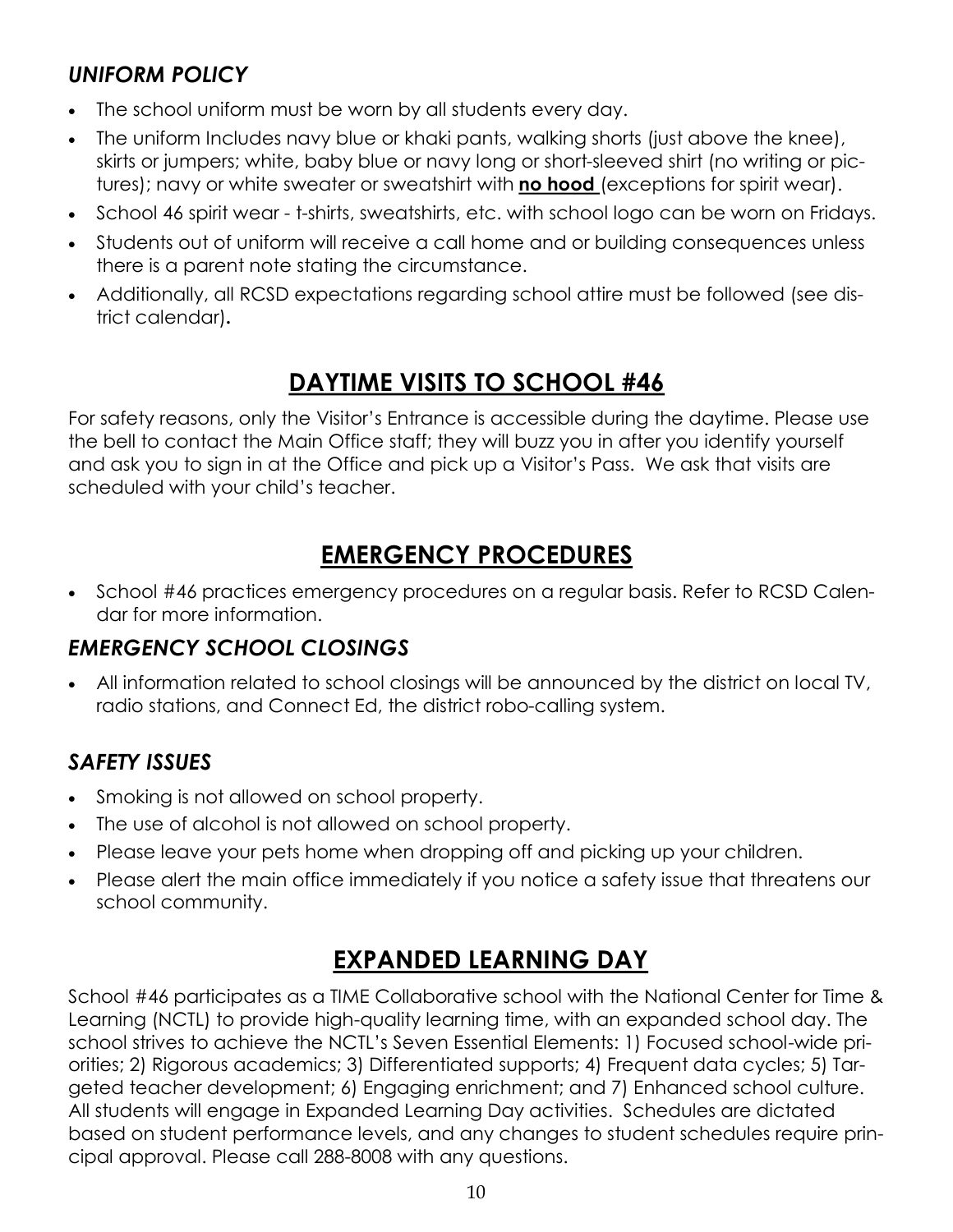### *UNIFORM POLICY*

- The school uniform must be worn by all students every day.
- The uniform Includes navy blue or khaki pants, walking shorts (just above the knee), skirts or jumpers; white, baby blue or navy long or short-sleeved shirt (no writing or pictures); navy or white sweater or sweatshirt with **no hood** (exceptions for spirit wear).
- School 46 spirit wear - t-shirts, sweatshirts, etc. with school logo can be worn on Fridays.
- Students out of uniform will receive a call home and or building consequences unless there is a parent note stating the circumstance.
- Additionally, all RCSD expectations regarding school attire must be followed (see district calendar).

## DAYTIME VISITS TO SCHOOL #46

For safety reasons, only the Visitor's Entrance is accessible during the daytime. Please use the bell to contact the Main Office staff; they will buzz you in after you identify yourself and ask you to sign in at the Office and pick up a Visitor's Pass. We ask that visits are scheduled with your child's teacher.

## EMERGENCY PROCEDURES

- School #46 practices emergency procedures on a regular basis. Refer to RCSD Calendar for more information.

### *EMERGENCY SCHOOL CLOSINGS*

- All information related to school closings will be announced by the district on local TV, radio stations, and Connect Ed, the district robo-calling system.

### *SAFETY ISSUES*

- Smoking is not allowed on school property.
- The use of alcohol is not allowed on school property.
- Please leave your pets home when dropping off and picking up your children.
- Please alert the main office immediately if you notice a safety issue that threatens our school community.

## EXPANDED LEARNING DAY

School #46 participates as a TIME Collaborative school with the National Center for Time & Learning (NCTL) to provide high-quality learning time, with an expanded school day. The school strives to achieve the NCTL's Seven Essential Elements: 1) Focused school-wide priorities; 2) Rigorous academics; 3) Differentiated supports; 4) Frequent data cycles; 5) Targeted teacher development; 6) Engaging enrichment; and 7) Enhanced school culture. All students will engage in Expanded Learning Day activities. Schedules are dictated based on student performance levels, and any changes to student schedules require principal approval. Please call 288-8008 with any questions.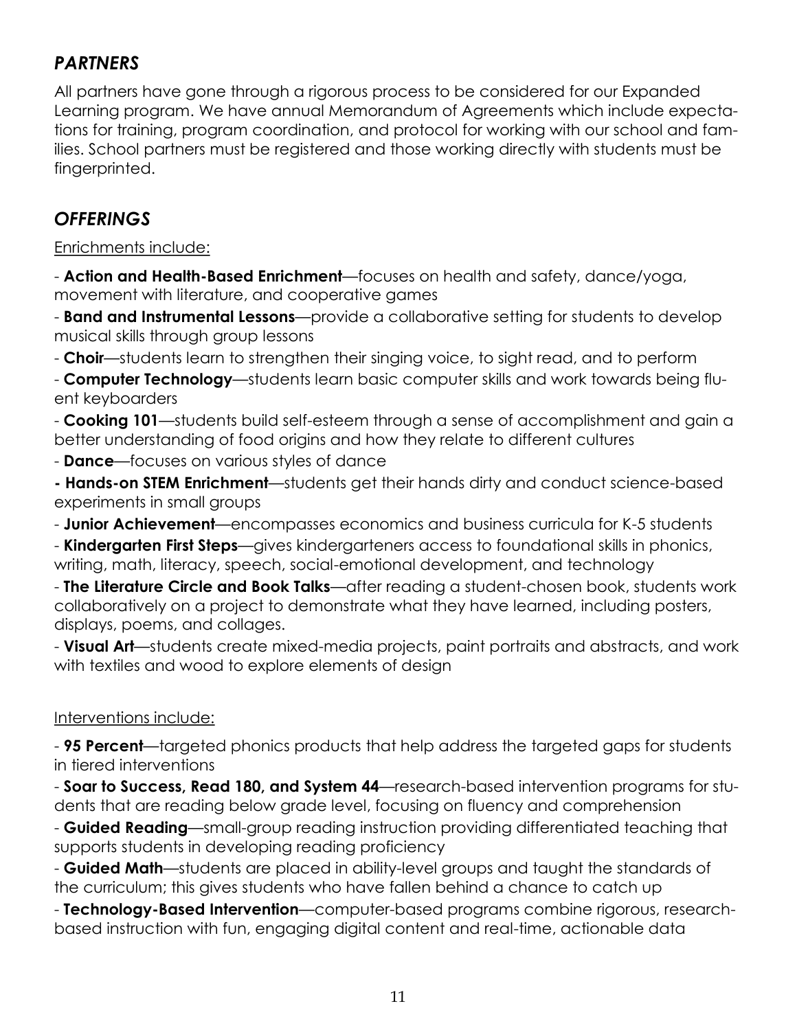## *PARTNERS*

All partners have gone through a rigorous process to be considered for our Expanded Learning program. We have annual Memorandum of Agreements which include expectations for training, program coordination, and protocol for working with our school and families. School partners must be registered and those working directly with students must be fingerprinted.

## *OFFERINGS*

<u>Enrichments include:</u>

- **Action and Health-Based Enrichment**—focuses on health and safety, dance/yoga, movement with literature, and cooperative games
- **Band and Instrumental Lessons**—provide a collaborative setting for students to develop musical skills through group lessons
- **Choir**—students learn to strengthen their singing voice, to sight read, and to perform
- **Computer Technology**—students learn basic computer skills and work towards being fluent keyboarders
- **Cooking 101**—students build self-esteem through a sense of accomplishment and gain a better understanding of food origins and how they relate to different cultures
- **Dance**—focuses on various styles of dance
- **Hands-on STEM Enrichment**—students get their hands dirty and conduct science-based experiments in small groups
- **Junior Achievement**—encompasses economics and business curricula for K-5 students
- **Kindergarten First Steps**—gives kindergarteners access to foundational skills in phonics, writing, math, literacy, speech, social-emotional development, and technology
- **The Literature Circle and Book Talks**—after reading a student-chosen book, students work collaboratively on a project to demonstrate what they have learned, including posters, displays, poems, and collages.
- **Visual Art**—students create mixed-media projects, paint portraits and abstracts, and work with textiles and wood to explore elements of design

<u>Interventions include:</u>

- **95 Percent**—targeted phonics products that help address the targeted gaps for students in tiered interventions
- **Soar to Success, Read 180, and System 44**—research-based intervention programs for students that are reading below grade level, focusing on fluency and comprehension
- **Guided Reading**—small-group reading instruction providing differentiated teaching that supports students in developing reading proficiency
- **Guided Math**—students are placed in ability-level groups and taught the standards of the curriculum; this gives students who have fallen behind a chance to catch up
- **Technology-Based Intervention**—computer-based programs combine rigorous, research-based instruction with fun, engaging digital content and real-time, actionable data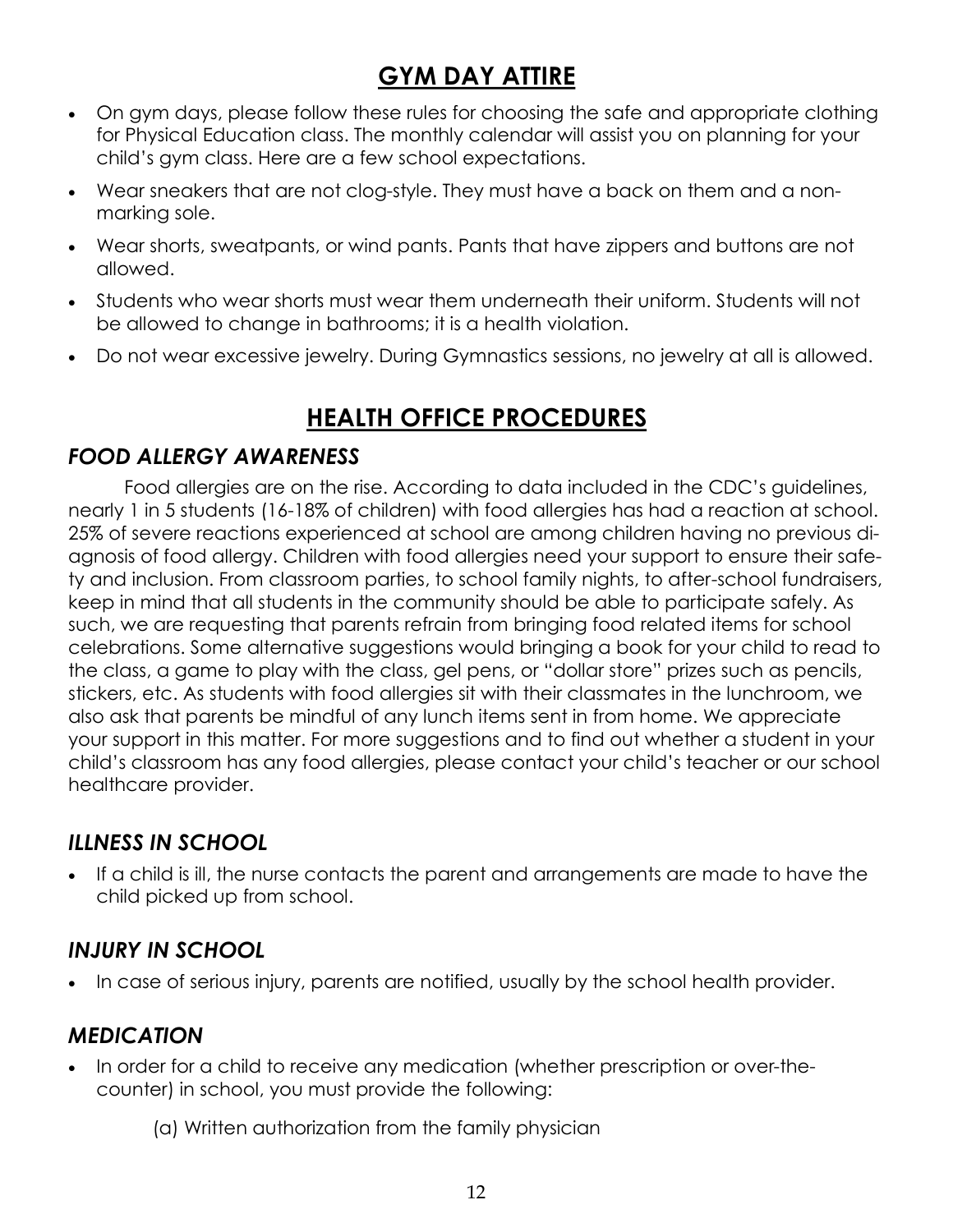## GYM DAY ATTIRE

- On gym days, please follow these rules for choosing the safe and appropriate clothing for Physical Education class. The monthly calendar will assist you on planning for your child's gym class. Here are a few school expectations.
- Wear sneakers that are not clog-style. They must have a back on them and a non-marking sole.
- Wear shorts, sweatpants, or wind pants. Pants that have zippers and buttons are not allowed.
- Students who wear shorts must wear them underneath their uniform. Students will not be allowed to change in bathrooms; it is a health violation.
- Do not wear excessive jewelry. During Gymnastics sessions, no jewelry at all is allowed.

## HEALTH OFFICE PROCEDURES

### *FOOD ALLERGY AWARENESS*

Food allergies are on the rise. According to data included in the CDC's guidelines, nearly 1 in 5 students (16-18% of children) with food allergies has had a reaction at school. 25% of severe reactions experienced at school are among children having no previous diagnosis of food allergy. Children with food allergies need your support to ensure their safety and inclusion. From classroom parties, to school family nights, to after-school fundraisers, keep in mind that all students in the community should be able to participate safely. As such, we are requesting that parents refrain from bringing food related items for school celebrations. Some alternative suggestions would bringing a book for your child to read to the class, a game to play with the class, gel pens, or "dollar store" prizes such as pencils, stickers, etc. As students with food allergies sit with their classmates in the lunchroom, we also ask that parents be mindful of any lunch items sent in from home. We appreciate your support in this matter. For more suggestions and to find out whether a student in your child's classroom has any food allergies, please contact your child's teacher or our school healthcare provider.

### *ILLNESS IN SCHOOL*

- If a child is ill, the nurse contacts the parent and arrangements are made to have the child picked up from school.

### *INJURY IN SCHOOL*

- In case of serious injury, parents are notified, usually by the school health provider.

### *MEDICATION*

- In order for a child to receive any medication (whether prescription or over-the-counter) in school, you must provide the following:

  (a) Written authorization from the family physician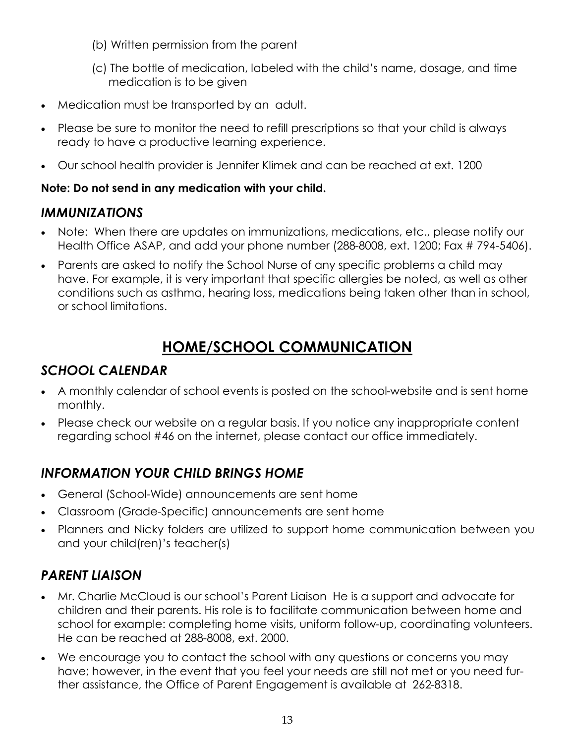(b) Written permission from the parent

(c) The bottle of medication, labeled with the child's name, dosage, and time medication is to be given

- Medication must be transported by an adult.
- Please be sure to monitor the need to refill prescriptions so that your child is always ready to have a productive learning experience.
- Our school health provider is Jennifer Klimek and can be reached at ext. 1200

**Note: Do not send in any medication with your child.**

### *IMMUNIZATIONS*

- Note: When there are updates on immunizations, medications, etc., please notify our Health Office ASAP, and add your phone number (288-8008, ext. 1200; Fax # 794-5406).
- Parents are asked to notify the School Nurse of any specific problems a child may have. For example, it is very important that specific allergies be noted, as well as other conditions such as asthma, hearing loss, medications being taken other than in school, or school limitations.

## HOME/SCHOOL COMMUNICATION

### *SCHOOL CALENDAR*

- A monthly calendar of school events is posted on the school-website and is sent home monthly.
- Please check our website on a regular basis. If you notice any inappropriate content regarding school #46 on the internet, please contact our office immediately.

### *INFORMATION YOUR CHILD BRINGS HOME*

- General (School-Wide) announcements are sent home
- Classroom (Grade-Specific) announcements are sent home
- Planners and Nicky folders are utilized to support home communication between you and your child(ren)'s teacher(s)

### *PARENT LIAISON*

- Mr. Charlie McCloud is our school's Parent Liaison He is a support and advocate for children and their parents. His role is to facilitate communication between home and school for example: completing home visits, uniform follow-up, coordinating volunteers. He can be reached at 288-8008, ext. 2000.
- We encourage you to contact the school with any questions or concerns you may have; however, in the event that you feel your needs are still not met or you need further assistance, the Office of Parent Engagement is available at 262-8318.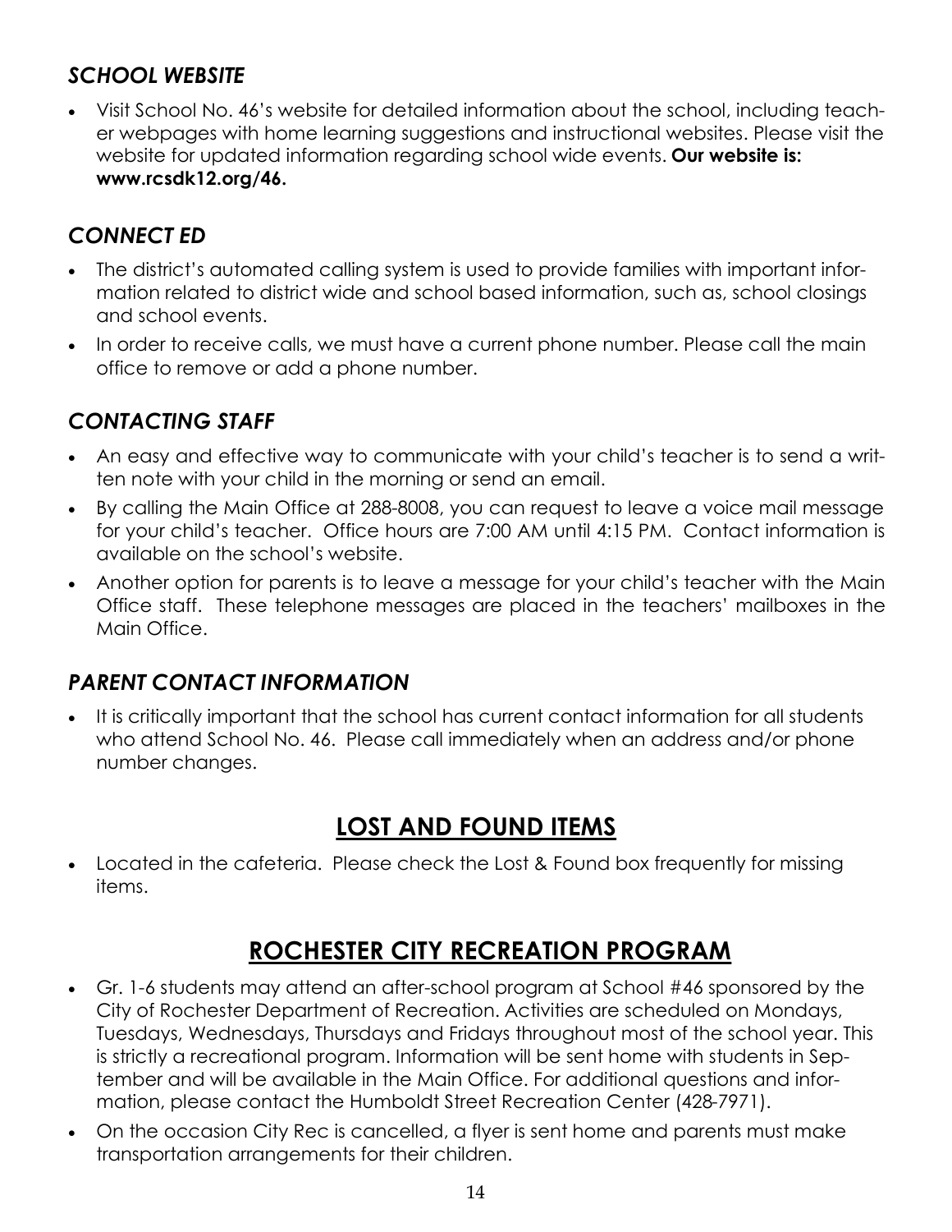### *SCHOOL WEBSITE*

- Visit School No. 46's website for detailed information about the school, including teacher webpages with home learning suggestions and instructional websites. Please visit the website for updated information regarding school wide events. **Our website is: www.rcsdk12.org/46.**

### *CONNECT ED*

- The district's automated calling system is used to provide families with important information related to district wide and school based information, such as, school closings and school events.
- In order to receive calls, we must have a current phone number. Please call the main office to remove or add a phone number.

### *CONTACTING STAFF*

- An easy and effective way to communicate with your child's teacher is to send a written note with your child in the morning or send an email.
- By calling the Main Office at 288-8008, you can request to leave a voice mail message for your child's teacher. Office hours are 7:00 AM until 4:15 PM. Contact information is available on the school's website.
- Another option for parents is to leave a message for your child's teacher with the Main Office staff. These telephone messages are placed in the teachers' mailboxes in the Main Office.

### *PARENT CONTACT INFORMATION*

- It is critically important that the school has current contact information for all students who attend School No. 46. Please call immediately when an address and/or phone number changes.

## LOST AND FOUND ITEMS

- Located in the cafeteria. Please check the Lost & Found box frequently for missing items.

## ROCHESTER CITY RECREATION PROGRAM

- Gr. 1-6 students may attend an after-school program at School #46 sponsored by the City of Rochester Department of Recreation. Activities are scheduled on Mondays, Tuesdays, Wednesdays, Thursdays and Fridays throughout most of the school year. This is strictly a recreational program. Information will be sent home with students in September and will be available in the Main Office. For additional questions and information, please contact the Humboldt Street Recreation Center (428-7971).
- On the occasion City Rec is cancelled, a flyer is sent home and parents must make transportation arrangements for their children.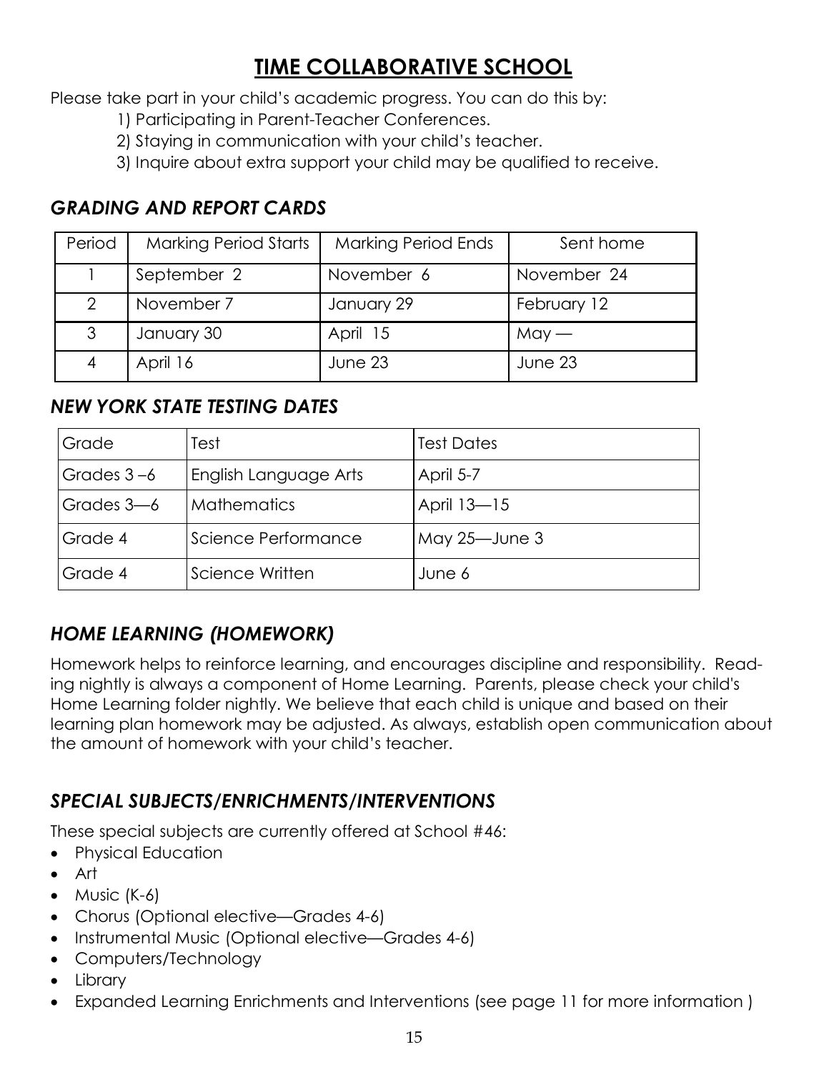# TIME COLLABORATIVE SCHOOL

Please take part in your child's academic progress. You can do this by:

1) Participating in Parent-Teacher Conferences.
2) Staying in communication with your child's teacher.
3) Inquire about extra support your child may be qualified to receive.

## *GRADING AND REPORT CARDS*

| Period | Marking Period Starts | Marking Period Ends | Sent home |
|---|---|---|---|
| 1 | September 2 | November 6 | November 24 |
| 2 | November 7 | January 29 | February 12 |
| 3 | January 30 | April 15 | May — |
| 4 | April 16 | June 23 | June 23 |

## *NEW YORK STATE TESTING DATES*

| Grade | Test | Test Dates |
|---|---|---|
| Grades 3 –6 | English Language Arts | April 5-7 |
| Grades 3—6 | Mathematics | April 13—15 |
| Grade 4 | Science Performance | May 25—June 3 |
| Grade 4 | Science Written | June 6 |

## *HOME LEARNING (HOMEWORK)*

Homework helps to reinforce learning, and encourages discipline and responsibility. Reading nightly is always a component of Home Learning. Parents, please check your child's Home Learning folder nightly. We believe that each child is unique and based on their learning plan homework may be adjusted. As always, establish open communication about the amount of homework with your child's teacher.

## *SPECIAL SUBJECTS/ENRICHMENTS/INTERVENTIONS*

These special subjects are currently offered at School #46:

- Physical Education
- Art
- Music (K-6)
- Chorus (Optional elective—Grades 4-6)
- Instrumental Music (Optional elective—Grades 4-6)
- Computers/Technology
- Library
- Expanded Learning Enrichments and Interventions (see page 11 for more information )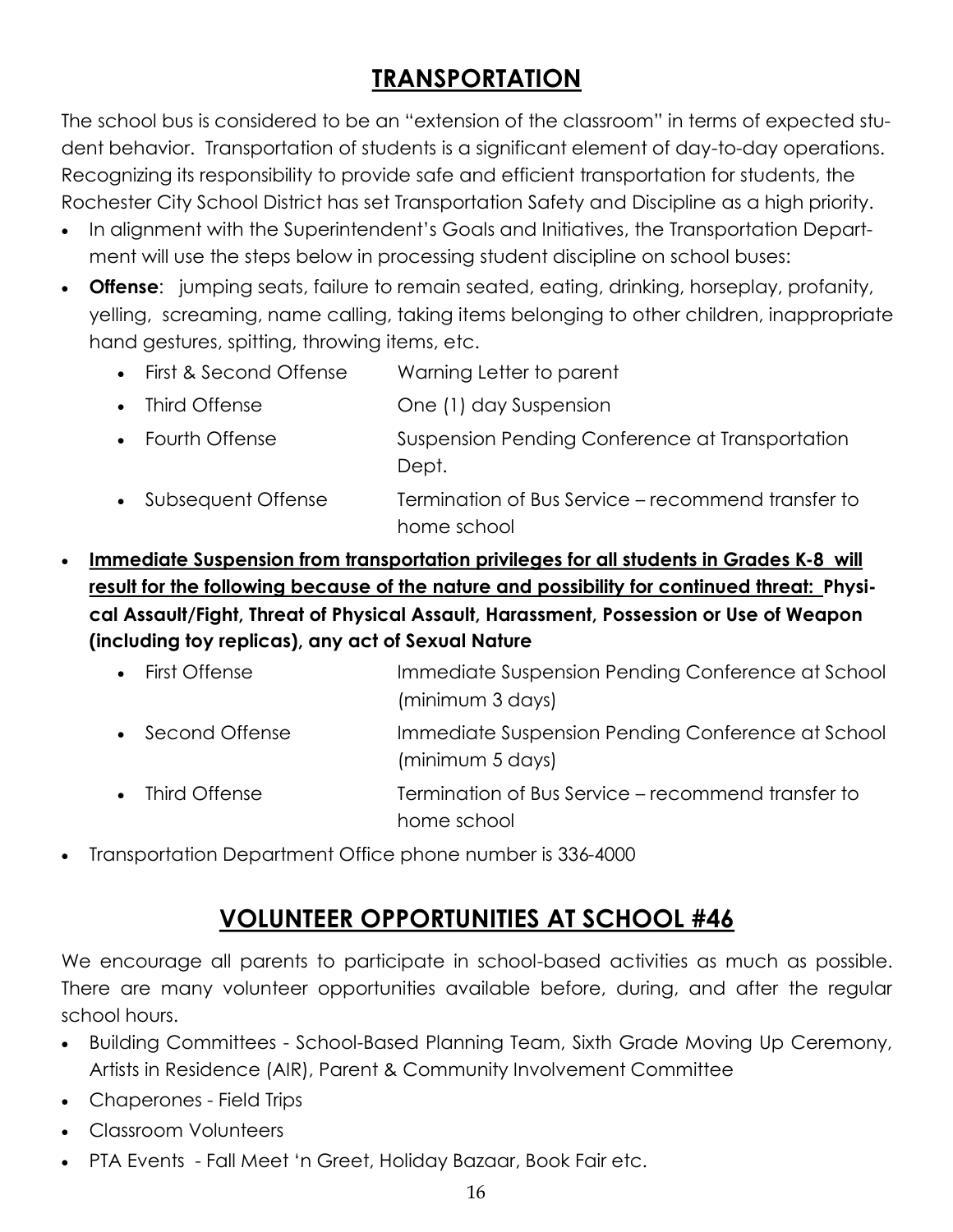## TRANSPORTATION

The school bus is considered to be an "extension of the classroom" in terms of expected student behavior. Transportation of students is a significant element of day-to-day operations. Recognizing its responsibility to provide safe and efficient transportation for students, the Rochester City School District has set Transportation Safety and Discipline as a high priority.

- In alignment with the Superintendent's Goals and Initiatives, the Transportation Department will use the steps below in processing student discipline on school buses:
- **Offense**: jumping seats, failure to remain seated, eating, drinking, horseplay, profanity, yelling, screaming, name calling, taking items belonging to other children, inappropriate hand gestures, spitting, throwing items, etc.
  - First & Second Offense — Warning Letter to parent
  - Third Offense — One (1) day Suspension
  - Fourth Offense — Suspension Pending Conference at Transportation Dept.
  - Subsequent Offense — Termination of Bus Service – recommend transfer to home school
- **Immediate Suspension from transportation privileges for all students in Grades K-8 will result for the following because of the nature and possibility for continued threat: Physical Assault/Fight, Threat of Physical Assault, Harassment, Possession or Use of Weapon (including toy replicas), any act of Sexual Nature**
  - First Offense — Immediate Suspension Pending Conference at School (minimum 3 days)
  - Second Offense — Immediate Suspension Pending Conference at School (minimum 5 days)
  - Third Offense — Termination of Bus Service – recommend transfer to home school
- Transportation Department Office phone number is 336-4000

## VOLUNTEER OPPORTUNITIES AT SCHOOL #46

We encourage all parents to participate in school-based activities as much as possible. There are many volunteer opportunities available before, during, and after the regular school hours.

- Building Committees - School-Based Planning Team, Sixth Grade Moving Up Ceremony, Artists in Residence (AIR), Parent & Community Involvement Committee
- Chaperones - Field Trips
- Classroom Volunteers
- PTA Events - Fall Meet 'n Greet, Holiday Bazaar, Book Fair etc.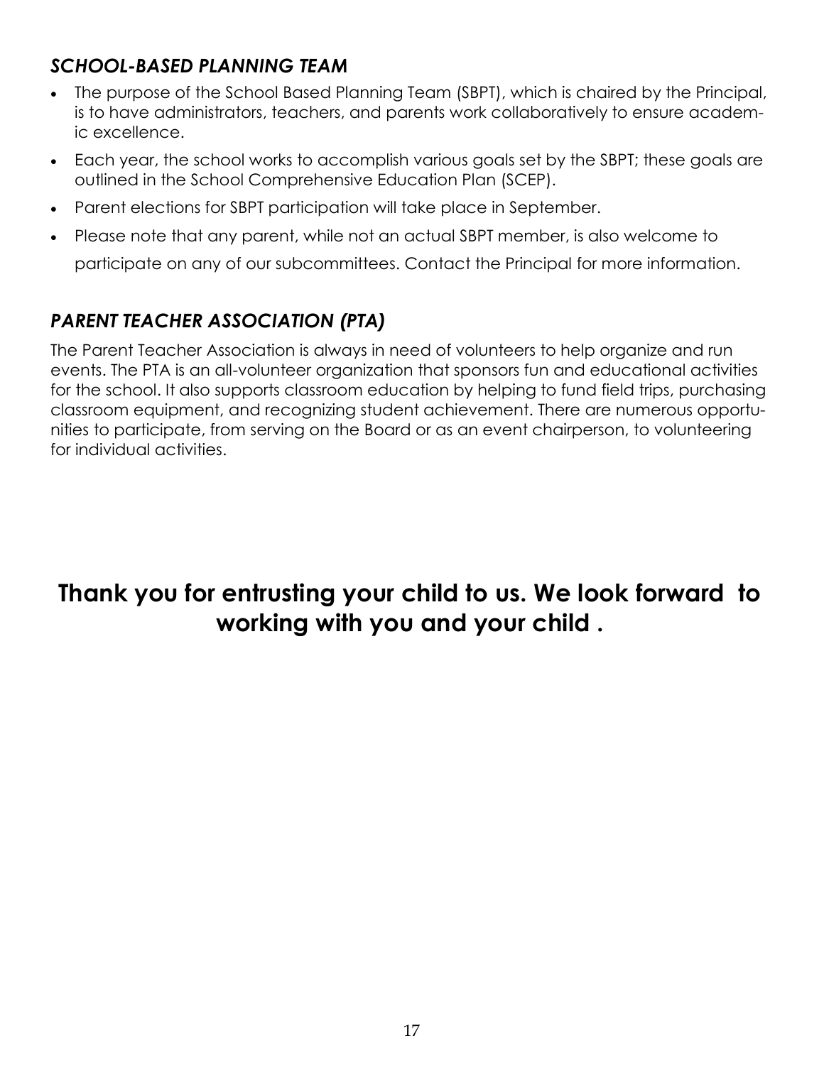### *SCHOOL-BASED PLANNING TEAM*

- The purpose of the School Based Planning Team (SBPT), which is chaired by the Principal, is to have administrators, teachers, and parents work collaboratively to ensure academic excellence.
- Each year, the school works to accomplish various goals set by the SBPT; these goals are outlined in the School Comprehensive Education Plan (SCEP).
- Parent elections for SBPT participation will take place in September.
- Please note that any parent, while not an actual SBPT member, is also welcome to participate on any of our subcommittees. Contact the Principal for more information.

### *PARENT TEACHER ASSOCIATION (PTA)*

The Parent Teacher Association is always in need of volunteers to help organize and run events. The PTA is an all-volunteer organization that sponsors fun and educational activities for the school. It also supports classroom education by helping to fund field trips, purchasing classroom equipment, and recognizing student achievement. There are numerous opportunities to participate, from serving on the Board or as an event chairperson, to volunteering for individual activities.

## Thank you for entrusting your child to us. We look forward to working with you and your child .